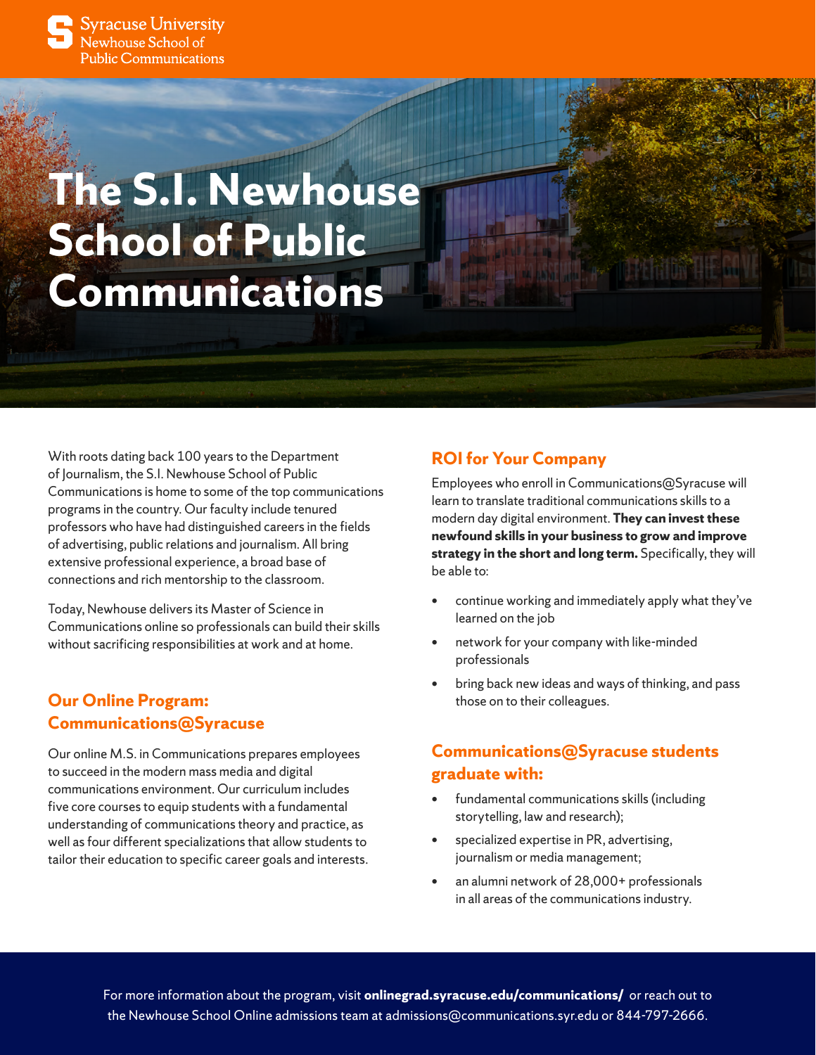Syracuse University
Newhouse School of
Public Communications

# The S.I. Newhouse School of Public Communications

With roots dating back 100 years to the Department of Journalism, the S.I. Newhouse School of Public Communications is home to some of the top communications programs in the country. Our faculty include tenured professors who have had distinguished careers in the fields of advertising, public relations and journalism. All bring extensive professional experience, a broad base of connections and rich mentorship to the classroom.

Today, Newhouse delivers its Master of Science in Communications online so professionals can build their skills without sacrificing responsibilities at work and at home.

## Our Online Program: Communications@Syracuse

Our online M.S. in Communications prepares employees to succeed in the modern mass media and digital communications environment. Our curriculum includes five core courses to equip students with a fundamental understanding of communications theory and practice, as well as four different specializations that allow students to tailor their education to specific career goals and interests.

## ROI for Your Company

Employees who enroll in Communications@Syracuse will learn to translate traditional communications skills to a modern day digital environment. **They can invest these newfound skills in your business to grow and improve strategy in the short and long term.** Specifically, they will be able to:

- continue working and immediately apply what they've learned on the job
- network for your company with like-minded professionals
- bring back new ideas and ways of thinking, and pass those on to their colleagues.

## Communications@Syracuse students graduate with:

- fundamental communications skills (including storytelling, law and research);
- specialized expertise in PR, advertising, journalism or media management;
- an alumni network of 28,000+ professionals in all areas of the communications industry.

For more information about the program, visit **onlinegrad.syracuse.edu/communications/** or reach out to the Newhouse School Online admissions team at admissions@communications.syr.edu or 844-797-2666.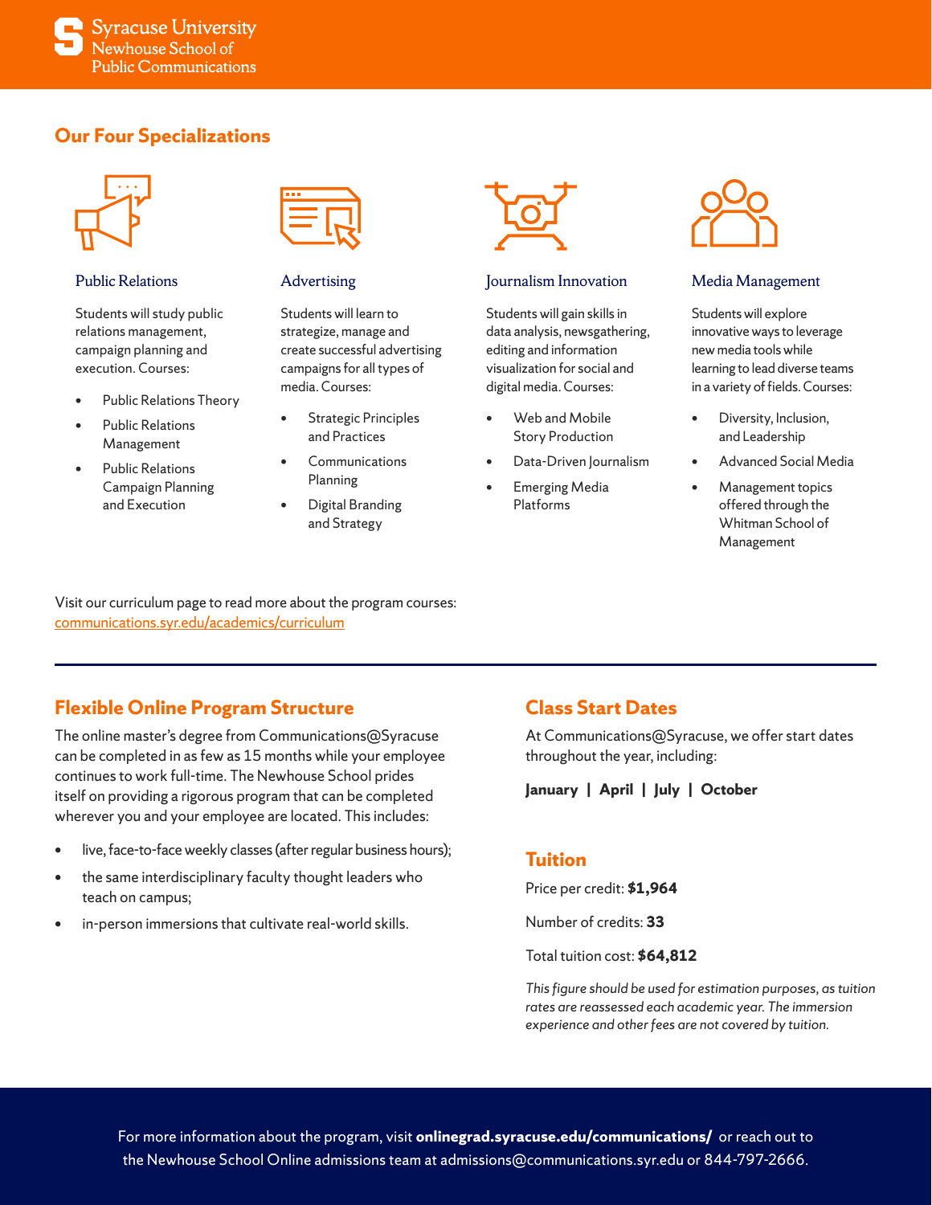Syracuse University
Newhouse School of
Public Communications

## Our Four Specializations

### Public Relations

Students will study public relations management, campaign planning and execution. Courses:

- Public Relations Theory
- Public Relations Management
- Public Relations Campaign Planning and Execution

### Advertising

Students will learn to strategize, manage and create successful advertising campaigns for all types of media. Courses:

- Strategic Principles and Practices
- Communications Planning
- Digital Branding and Strategy

### Journalism Innovation

Students will gain skills in data analysis, newsgathering, editing and information visualization for social and digital media. Courses:

- Web and Mobile Story Production
- Data-Driven Journalism
- Emerging Media Platforms

### Media Management

Students will explore innovative ways to leverage new media tools while learning to lead diverse teams in a variety of fields. Courses:

- Diversity, Inclusion, and Leadership
- Advanced Social Media
- Management topics offered through the Whitman School of Management

Visit our curriculum page to read more about the program courses: communications.syr.edu/academics/curriculum

## Flexible Online Program Structure

The online master's degree from Communications@Syracuse can be completed in as few as 15 months while your employee continues to work full-time. The Newhouse School prides itself on providing a rigorous program that can be completed wherever you and your employee are located. This includes:

- live, face-to-face weekly classes (after regular business hours);
- the same interdisciplinary faculty thought leaders who teach on campus;
- in-person immersions that cultivate real-world skills.

## Class Start Dates

At Communications@Syracuse, we offer start dates throughout the year, including:

**January | April | July | October**

## Tuition

Price per credit: **$1,964**

Number of credits: **33**

Total tuition cost: **$64,812**

*This figure should be used for estimation purposes, as tuition rates are reassessed each academic year. The immersion experience and other fees are not covered by tuition.*

For more information about the program, visit **onlinegrad.syracuse.edu/communications/** or reach out to the Newhouse School Online admissions team at admissions@communications.syr.edu or 844-797-2666.